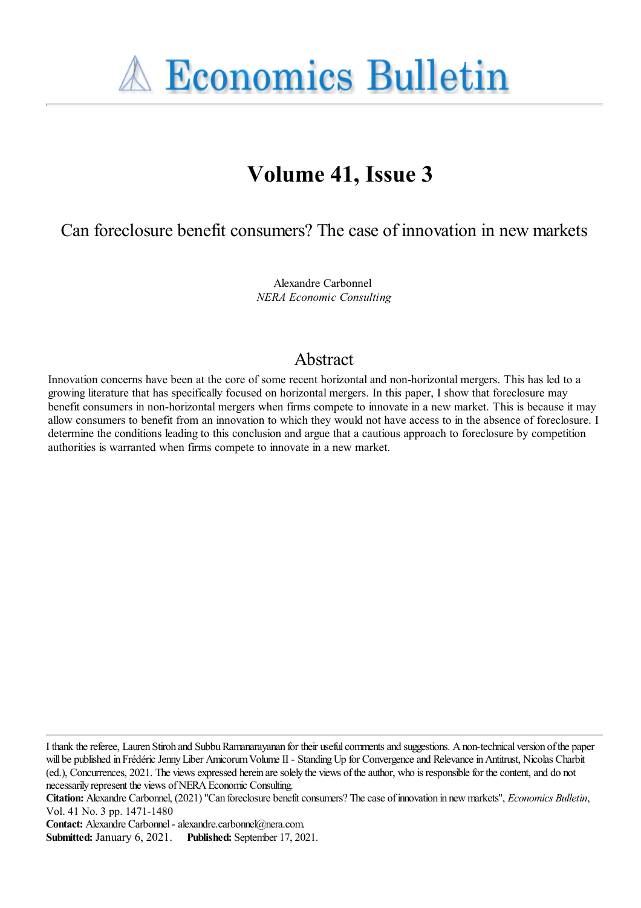# Economics Bulletin

## Volume 41, Issue 3

### Can foreclosure benefit consumers? The case of innovation in new markets

Alexandre Carbonnel
*NERA Economic Consulting*

## Abstract

Innovation concerns have been at the core of some recent horizontal and non-horizontal mergers. This has led to a growing literature that has specifically focused on horizontal mergers. In this paper, I show that foreclosure may benefit consumers in non-horizontal mergers when firms compete to innovate in a new market. This is because it may allow consumers to benefit from an innovation to which they would not have access to in the absence of foreclosure. I determine the conditions leading to this conclusion and argue that a cautious approach to foreclosure by competition authorities is warranted when firms compete to innovate in a new market.

---

I thank the referee, Lauren Stiroh and Subbu Ramanarayanan for their useful comments and suggestions. A non-technical version of the paper will be published in Frédéric Jenny Liber Amicorum Volume II - Standing Up for Convergence and Relevance in Antitrust, Nicolas Charbit (ed.), Concurrences, 2021. The views expressed herein are solely the views of the author, who is responsible for the content, and do not necessarily represent the views of NERA Economic Consulting.

**Citation:** Alexandre Carbonnel, (2021) "Can foreclosure benefit consumers? The case of innovation in new markets", *Economics Bulletin*, Vol. 41 No. 3 pp. 1471-1480

**Contact:** Alexandre Carbonnel - alexandre.carbonnel@nera.com.

**Submitted:** January 6, 2021. **Published:** September 17, 2021.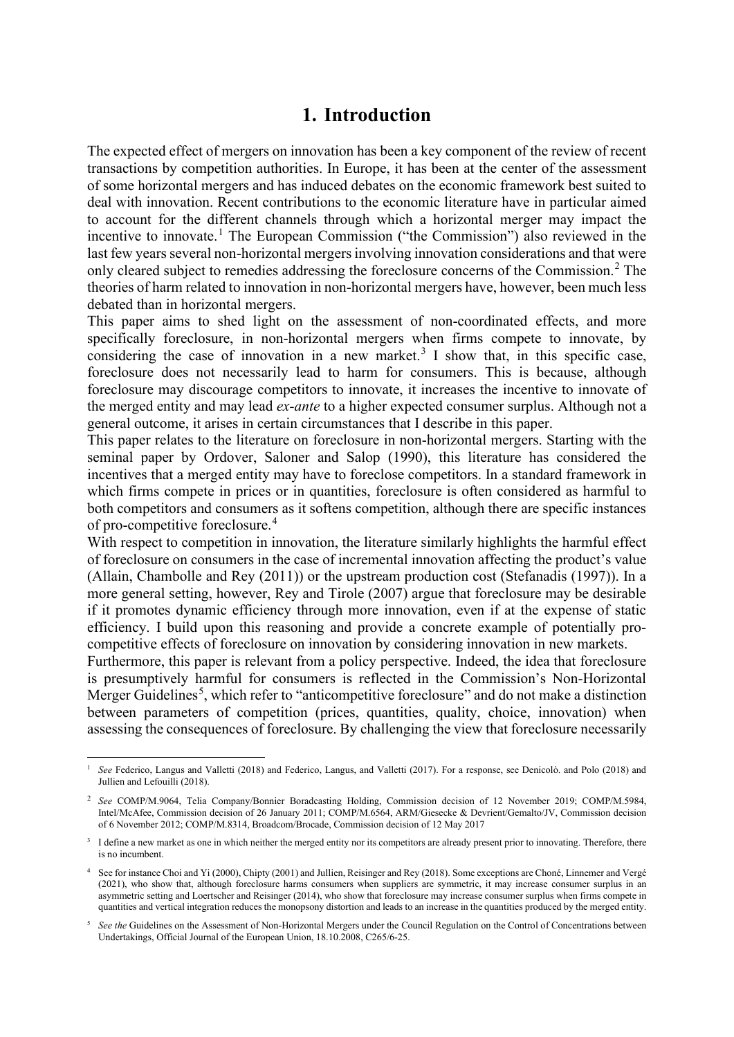# 1. Introduction

The expected effect of mergers on innovation has been a key component of the review of recent transactions by competition authorities. In Europe, it has been at the center of the assessment of some horizontal mergers and has induced debates on the economic framework best suited to deal with innovation. Recent contributions to the economic literature have in particular aimed to account for the different channels through which a horizontal merger may impact the incentive to innovate.[1] The European Commission ("the Commission") also reviewed in the last few years several non-horizontal mergers involving innovation considerations and that were only cleared subject to remedies addressing the foreclosure concerns of the Commission.[2] The theories of harm related to innovation in non-horizontal mergers have, however, been much less debated than in horizontal mergers.

This paper aims to shed light on the assessment of non-coordinated effects, and more specifically foreclosure, in non-horizontal mergers when firms compete to innovate, by considering the case of innovation in a new market.[3] I show that, in this specific case, foreclosure does not necessarily lead to harm for consumers. This is because, although foreclosure may discourage competitors to innovate, it increases the incentive to innovate of the merged entity and may lead *ex-ante* to a higher expected consumer surplus. Although not a general outcome, it arises in certain circumstances that I describe in this paper.

This paper relates to the literature on foreclosure in non-horizontal mergers. Starting with the seminal paper by Ordover, Saloner and Salop (1990), this literature has considered the incentives that a merged entity may have to foreclose competitors. In a standard framework in which firms compete in prices or in quantities, foreclosure is often considered as harmful to both competitors and consumers as it softens competition, although there are specific instances of pro-competitive foreclosure.[4]

With respect to competition in innovation, the literature similarly highlights the harmful effect of foreclosure on consumers in the case of incremental innovation affecting the product's value (Allain, Chambolle and Rey (2011)) or the upstream production cost (Stefanadis (1997)). In a more general setting, however, Rey and Tirole (2007) argue that foreclosure may be desirable if it promotes dynamic efficiency through more innovation, even if at the expense of static efficiency. I build upon this reasoning and provide a concrete example of potentially pro-competitive effects of foreclosure on innovation by considering innovation in new markets.

Furthermore, this paper is relevant from a policy perspective. Indeed, the idea that foreclosure is presumptively harmful for consumers is reflected in the Commission's Non-Horizontal Merger Guidelines[5], which refer to "anticompetitive foreclosure" and do not make a distinction between parameters of competition (prices, quantities, quality, choice, innovation) when assessing the consequences of foreclosure. By challenging the view that foreclosure necessarily

---

[1] *See* Federico, Langus and Valletti (2018) and Federico, Langus, and Valletti (2017). For a response, see Denicolò. and Polo (2018) and Jullien and Lefouilli (2018).

[2] *See* COMP/M.9064, Telia Company/Bonnier Boradcasting Holding, Commission decision of 12 November 2019; COMP/M.5984, Intel/McAfee, Commission decision of 26 January 2011; COMP/M.6564, ARM/Giesecke & Devrient/Gemalto/JV, Commission decision of 6 November 2012; COMP/M.8314, Broadcom/Brocade, Commission decision of 12 May 2017

[3] I define a new market as one in which neither the merged entity nor its competitors are already present prior to innovating. Therefore, there is no incumbent.

[4] See for instance Choi and Yi (2000), Chipty (2001) and Jullien, Reisinger and Rey (2018). Some exceptions are Choné, Linnemer and Vergé (2021), who show that, although foreclosure harms consumers when suppliers are symmetric, it may increase consumer surplus in an asymmetric setting and Loertscher and Reisinger (2014), who show that foreclosure may increase consumer surplus when firms compete in quantities and vertical integration reduces the monopsony distortion and leads to an increase in the quantities produced by the merged entity.

[5] *See the* Guidelines on the Assessment of Non-Horizontal Mergers under the Council Regulation on the Control of Concentrations between Undertakings, Official Journal of the European Union, 18.10.2008, C265/6-25.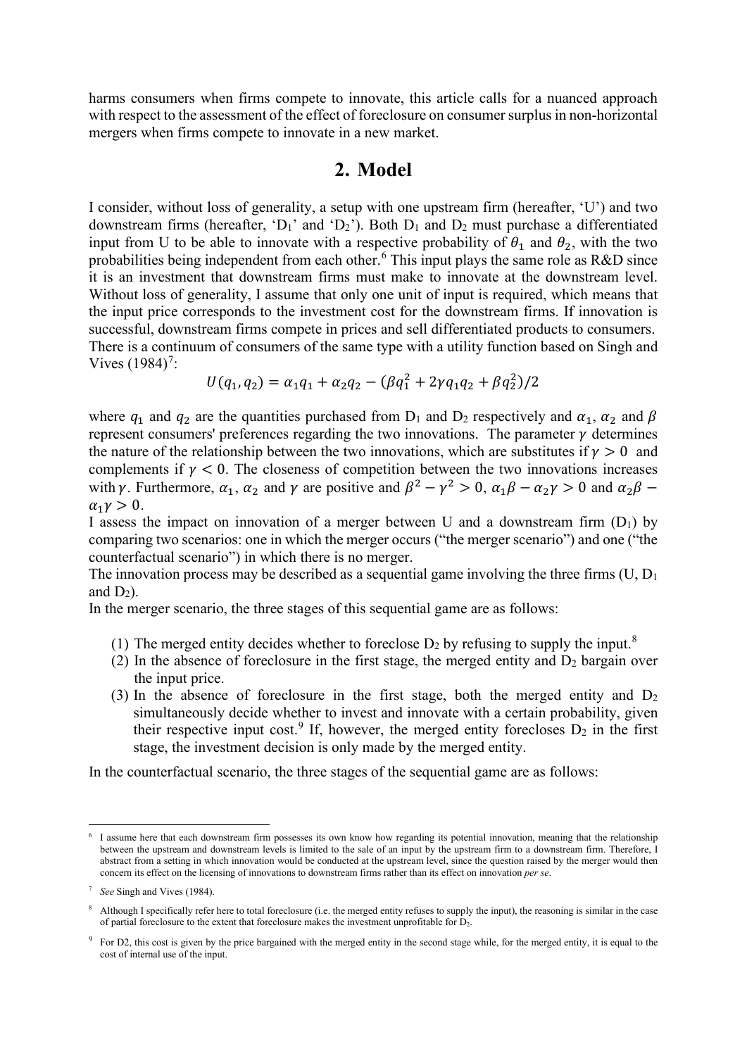harms consumers when firms compete to innovate, this article calls for a nuanced approach with respect to the assessment of the effect of foreclosure on consumer surplus in non-horizontal mergers when firms compete to innovate in a new market.

## 2. Model

I consider, without loss of generality, a setup with one upstream firm (hereafter, 'U') and two downstream firms (hereafter, '$D_1$' and '$D_2$'). Both $D_1$ and $D_2$ must purchase a differentiated input from U to be able to innovate with a respective probability of $\theta_1$ and $\theta_2$, with the two probabilities being independent from each other.[6] This input plays the same role as R&D since it is an investment that downstream firms must make to innovate at the downstream level. Without loss of generality, I assume that only one unit of input is required, which means that the input price corresponds to the investment cost for the downstream firms. If innovation is successful, downstream firms compete in prices and sell differentiated products to consumers. There is a continuum of consumers of the same type with a utility function based on Singh and Vives (1984)[7]:

$$U(q_1, q_2) = \alpha_1 q_1 + \alpha_2 q_2 - (\beta q_1^2 + 2\gamma q_1 q_2 + \beta q_2^2)/2$$

where $q_1$ and $q_2$ are the quantities purchased from $D_1$ and $D_2$ respectively and $\alpha_1$, $\alpha_2$ and $\beta$ represent consumers' preferences regarding the two innovations. The parameter $\gamma$ determines the nature of the relationship between the two innovations, which are substitutes if $\gamma > 0$ and complements if $\gamma < 0$. The closeness of competition between the two innovations increases with $\gamma$. Furthermore, $\alpha_1$, $\alpha_2$ and $\gamma$ are positive and $\beta^2 - \gamma^2 > 0$, $\alpha_1\beta - \alpha_2\gamma > 0$ and $\alpha_2\beta - \alpha_1\gamma > 0$.

I assess the impact on innovation of a merger between U and a downstream firm ($D_1$) by comparing two scenarios: one in which the merger occurs ("the merger scenario") and one ("the counterfactual scenario") in which there is no merger.

The innovation process may be described as a sequential game involving the three firms (U, $D_1$ and $D_2$).

In the merger scenario, the three stages of this sequential game are as follows:

1. The merged entity decides whether to foreclose $D_2$ by refusing to supply the input.[8]
2. In the absence of foreclosure in the first stage, the merged entity and $D_2$ bargain over the input price.
3. In the absence of foreclosure in the first stage, both the merged entity and $D_2$ simultaneously decide whether to invest and innovate with a certain probability, given their respective input cost.[9] If, however, the merged entity forecloses $D_2$ in the first stage, the investment decision is only made by the merged entity.

In the counterfactual scenario, the three stages of the sequential game are as follows:

---

[6] I assume here that each downstream firm possesses its own know how regarding its potential innovation, meaning that the relationship between the upstream and downstream levels is limited to the sale of an input by the upstream firm to a downstream firm. Therefore, I abstract from a setting in which innovation would be conducted at the upstream level, since the question raised by the merger would then concern its effect on the licensing of innovations to downstream firms rather than its effect on innovation *per se*.

[7] *See* Singh and Vives (1984).

[8] Although I specifically refer here to total foreclosure (i.e. the merged entity refuses to supply the input), the reasoning is similar in the case of partial foreclosure to the extent that foreclosure makes the investment unprofitable for $D_2$.

[9] For D2, this cost is given by the price bargained with the merged entity in the second stage while, for the merged entity, it is equal to the cost of internal use of the input.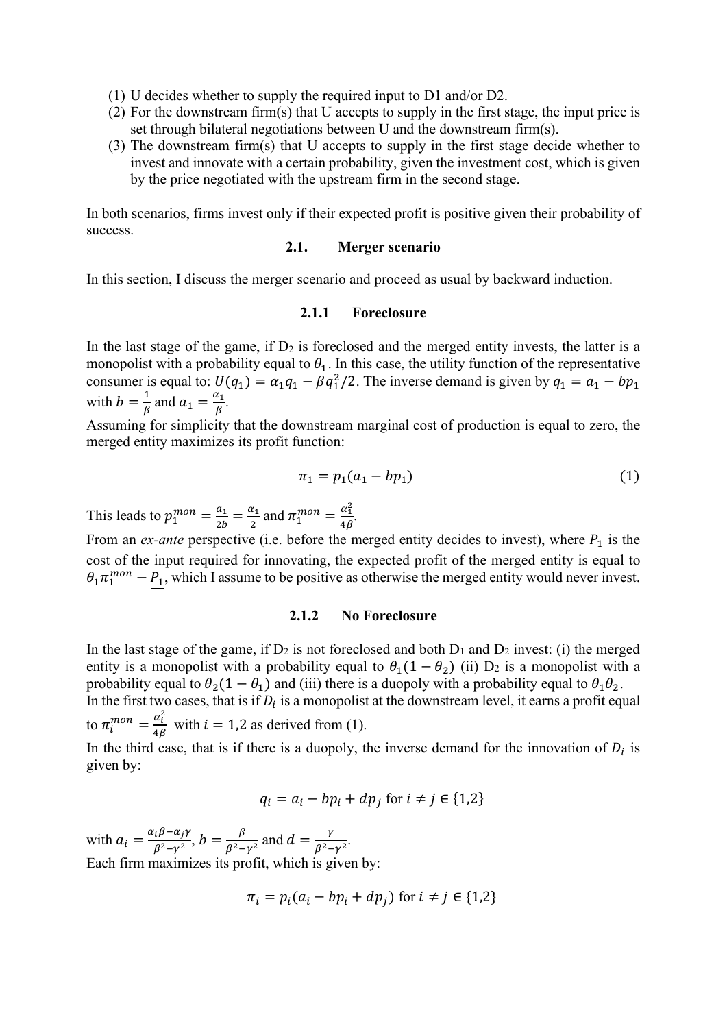(1) U decides whether to supply the required input to D1 and/or D2.
(2) For the downstream firm(s) that U accepts to supply in the first stage, the input price is set through bilateral negotiations between U and the downstream firm(s).
(3) The downstream firm(s) that U accepts to supply in the first stage decide whether to invest and innovate with a certain probability, given the investment cost, which is given by the price negotiated with the upstream firm in the second stage.

In both scenarios, firms invest only if their expected profit is positive given their probability of success.

### 2.1. Merger scenario

In this section, I discuss the merger scenario and proceed as usual by backward induction.

#### 2.1.1 Foreclosure

In the last stage of the game, if $D_2$ is foreclosed and the merged entity invests, the latter is a monopolist with a probability equal to $\theta_1$. In this case, the utility function of the representative consumer is equal to: $U(q_1) = \alpha_1 q_1 - \beta q_1^2/2$. The inverse demand is given by $q_1 = a_1 - bp_1$ with $b = \frac{1}{\beta}$ and $a_1 = \frac{\alpha_1}{\beta}$.

Assuming for simplicity that the downstream marginal cost of production is equal to zero, the merged entity maximizes its profit function:

$$\pi_1 = p_1(a_1 - bp_1) \tag{1}$$

This leads to $p_1^{mon} = \frac{a_1}{2b} = \frac{\alpha_1}{2}$ and $\pi_1^{mon} = \frac{\alpha_1^2}{4\beta}$.

From an *ex-ante* perspective (i.e. before the merged entity decides to invest), where $\underline{P_1}$ is the cost of the input required for innovating, the expected profit of the merged entity is equal to $\theta_1 \pi_1^{mon} - \underline{P_1}$, which I assume to be positive as otherwise the merged entity would never invest.

#### 2.1.2 No Foreclosure

In the last stage of the game, if $D_2$ is not foreclosed and both $D_1$ and $D_2$ invest: (i) the merged entity is a monopolist with a probability equal to $\theta_1(1-\theta_2)$ (ii) $D_2$ is a monopolist with a probability equal to $\theta_2(1-\theta_1)$ and (iii) there is a duopoly with a probability equal to $\theta_1\theta_2$.

In the first two cases, that is if $D_i$ is a monopolist at the downstream level, it earns a profit equal to $\pi_i^{mon} = \frac{\alpha_i^2}{4\beta}$ with $i = 1,2$ as derived from (1).

In the third case, that is if there is a duopoly, the inverse demand for the innovation of $D_i$ is given by:

$$q_i = a_i - bp_i + dp_j \text{ for } i \neq j \in \{1,2\}$$

with $a_i = \frac{\alpha_i\beta - \alpha_j\gamma}{\beta^2 - \gamma^2}$, $b = \frac{\beta}{\beta^2 - \gamma^2}$ and $d = \frac{\gamma}{\beta^2 - \gamma^2}$.

Each firm maximizes its profit, which is given by:

$$\pi_i = p_i(a_i - bp_i + dp_j) \text{ for } i \neq j \in \{1,2\}$$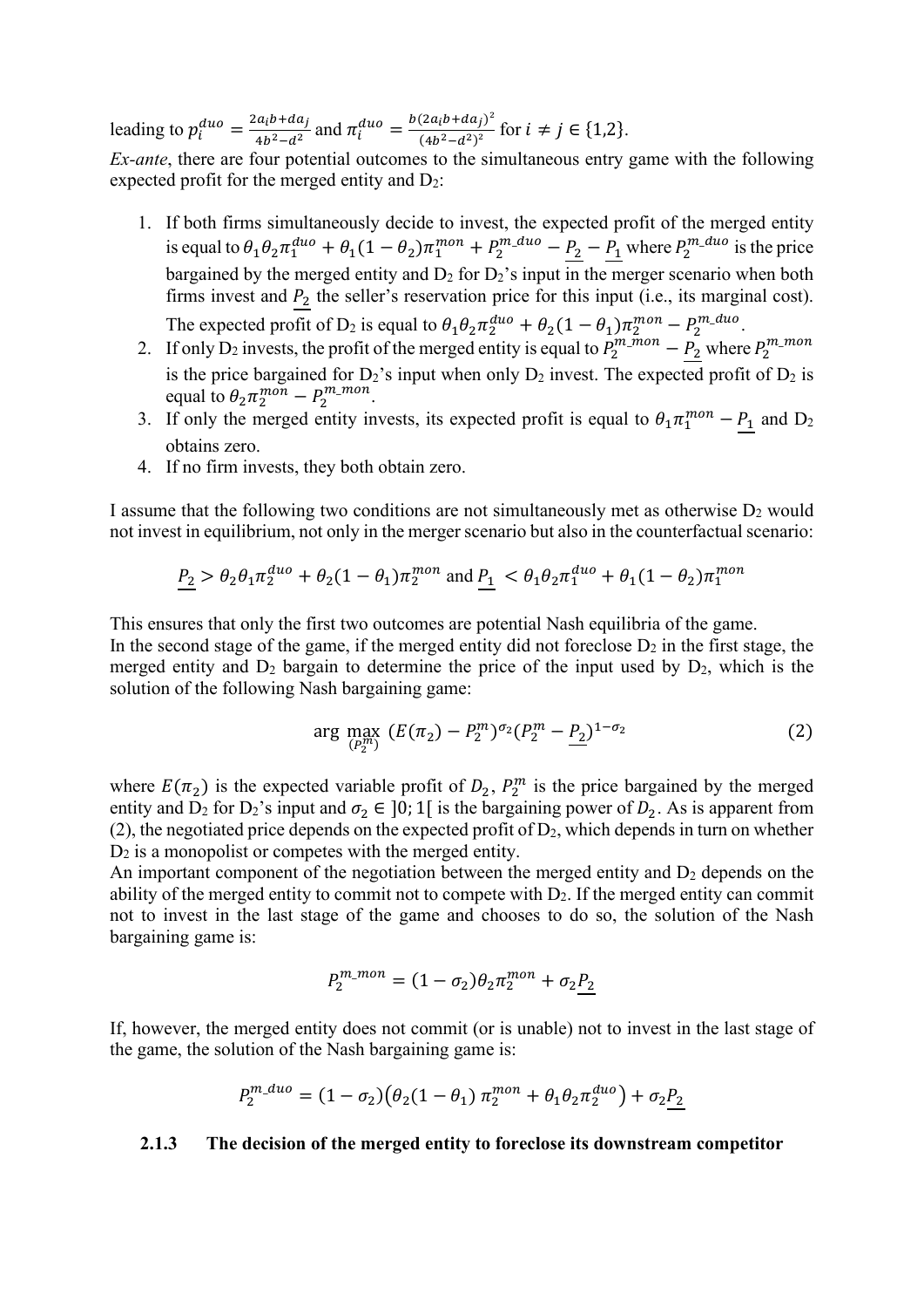leading to $p_i^{duo} = \frac{2a_i b + d a_j}{4b^2 - d^2}$ and $\pi_i^{duo} = \frac{b(2a_i b + d a_j)^2}{(4b^2 - d^2)^2}$ for $i \neq j \in \{1,2\}$.

*Ex-ante*, there are four potential outcomes to the simultaneous entry game with the following expected profit for the merged entity and $D_2$:

1. If both firms simultaneously decide to invest, the expected profit of the merged entity is equal to $\theta_1\theta_2\pi_1^{duo} + \theta_1(1-\theta_2)\pi_1^{mon} + P_2^{m\_duo} - \underline{P_2} - \underline{P_1}$ where $P_2^{m\_duo}$ is the price bargained by the merged entity and $D_2$ for $D_2$'s input in the merger scenario when both firms invest and $\underline{P_2}$ the seller's reservation price for this input (i.e., its marginal cost). The expected profit of $D_2$ is equal to $\theta_1\theta_2\pi_2^{duo} + \theta_2(1-\theta_1)\pi_2^{mon} - P_2^{m\_duo}$.
2. If only $D_2$ invests, the profit of the merged entity is equal to $P_2^{m\_mon} - \underline{P_2}$ where $P_2^{m\_mon}$ is the price bargained for $D_2$'s input when only $D_2$ invest. The expected profit of $D_2$ is equal to $\theta_2\pi_2^{mon} - P_2^{m\_mon}$.
3. If only the merged entity invests, its expected profit is equal to $\theta_1\pi_1^{mon} - \underline{P_1}$ and $D_2$ obtains zero.
4. If no firm invests, they both obtain zero.

I assume that the following two conditions are not simultaneously met as otherwise $D_2$ would not invest in equilibrium, not only in the merger scenario but also in the counterfactual scenario:

$$\underline{P_2} > \theta_2\theta_1\pi_2^{duo} + \theta_2(1-\theta_1)\pi_2^{mon} \text{ and } \underline{P_1} < \theta_1\theta_2\pi_1^{duo} + \theta_1(1-\theta_2)\pi_1^{mon}$$

This ensures that only the first two outcomes are potential Nash equilibria of the game.

In the second stage of the game, if the merged entity did not foreclose $D_2$ in the first stage, the merged entity and $D_2$ bargain to determine the price of the input used by $D_2$, which is the solution of the following Nash bargaining game:

$$\arg\max_{(P_2^m)} \; (E(\pi_2) - P_2^m)^{\sigma_2}(P_2^m - \underline{P_2})^{1-\sigma_2} \tag{2}$$

where $E(\pi_2)$ is the expected variable profit of $D_2$, $P_2^m$ is the price bargained by the merged entity and $D_2$ for $D_2$'s input and $\sigma_2 \in ]0;1[$ is the bargaining power of $D_2$. As is apparent from (2), the negotiated price depends on the expected profit of $D_2$, which depends in turn on whether $D_2$ is a monopolist or competes with the merged entity.

An important component of the negotiation between the merged entity and $D_2$ depends on the ability of the merged entity to commit not to compete with $D_2$. If the merged entity can commit not to invest in the last stage of the game and chooses to do so, the solution of the Nash bargaining game is:

$$P_2^{m\_mon} = (1-\sigma_2)\theta_2\pi_2^{mon} + \sigma_2\underline{P_2}$$

If, however, the merged entity does not commit (or is unable) not to invest in the last stage of the game, the solution of the Nash bargaining game is:

$$P_2^{m\_duo} = (1-\sigma_2)\big(\theta_2(1-\theta_1)\,\pi_2^{mon} + \theta_1\theta_2\pi_2^{duo}\big) + \sigma_2\underline{P_2}$$

### 2.1.3 The decision of the merged entity to foreclose its downstream competitor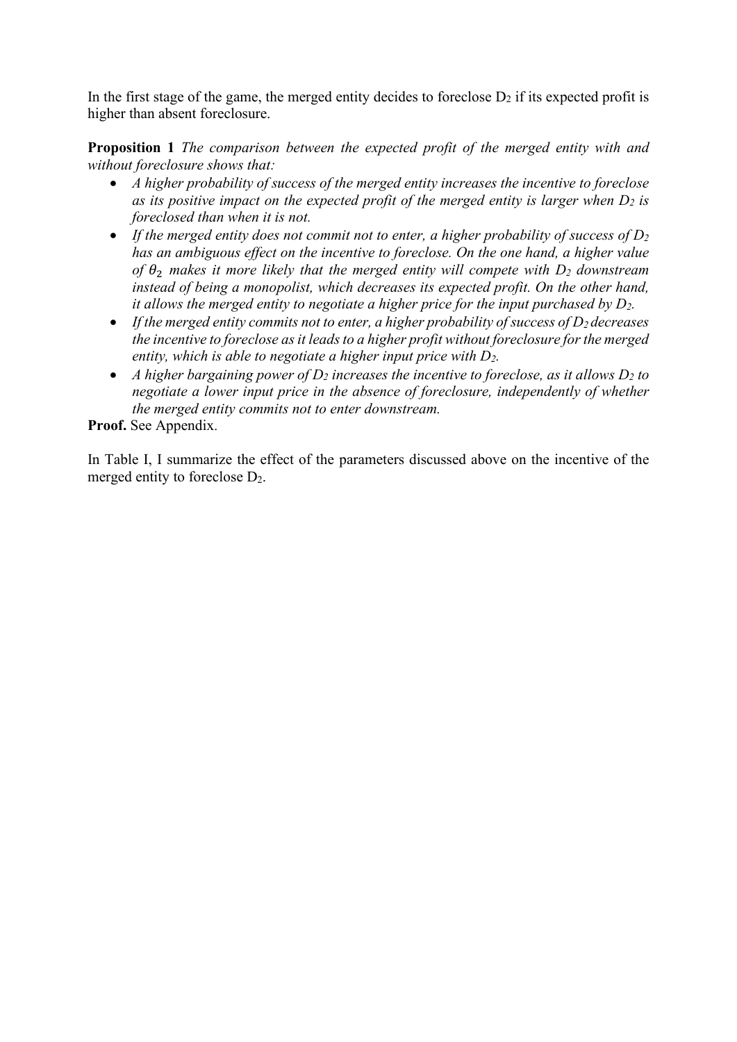In the first stage of the game, the merged entity decides to foreclose $D_2$ if its expected profit is higher than absent foreclosure.

**Proposition 1** *The comparison between the expected profit of the merged entity with and without foreclosure shows that:*

- *A higher probability of success of the merged entity increases the incentive to foreclose as its positive impact on the expected profit of the merged entity is larger when $D_2$ is foreclosed than when it is not.*
- *If the merged entity does not commit not to enter, a higher probability of success of $D_2$ has an ambiguous effect on the incentive to foreclose. On the one hand, a higher value of $\theta_2$ makes it more likely that the merged entity will compete with $D_2$ downstream instead of being a monopolist, which decreases its expected profit. On the other hand, it allows the merged entity to negotiate a higher price for the input purchased by $D_2$.*
- *If the merged entity commits not to enter, a higher probability of success of $D_2$ decreases the incentive to foreclose as it leads to a higher profit without foreclosure for the merged entity, which is able to negotiate a higher input price with $D_2$.*
- *A higher bargaining power of $D_2$ increases the incentive to foreclose, as it allows $D_2$ to negotiate a lower input price in the absence of foreclosure, independently of whether the merged entity commits not to enter downstream.*

**Proof.** See Appendix.

In Table I, I summarize the effect of the parameters discussed above on the incentive of the merged entity to foreclose $D_2$.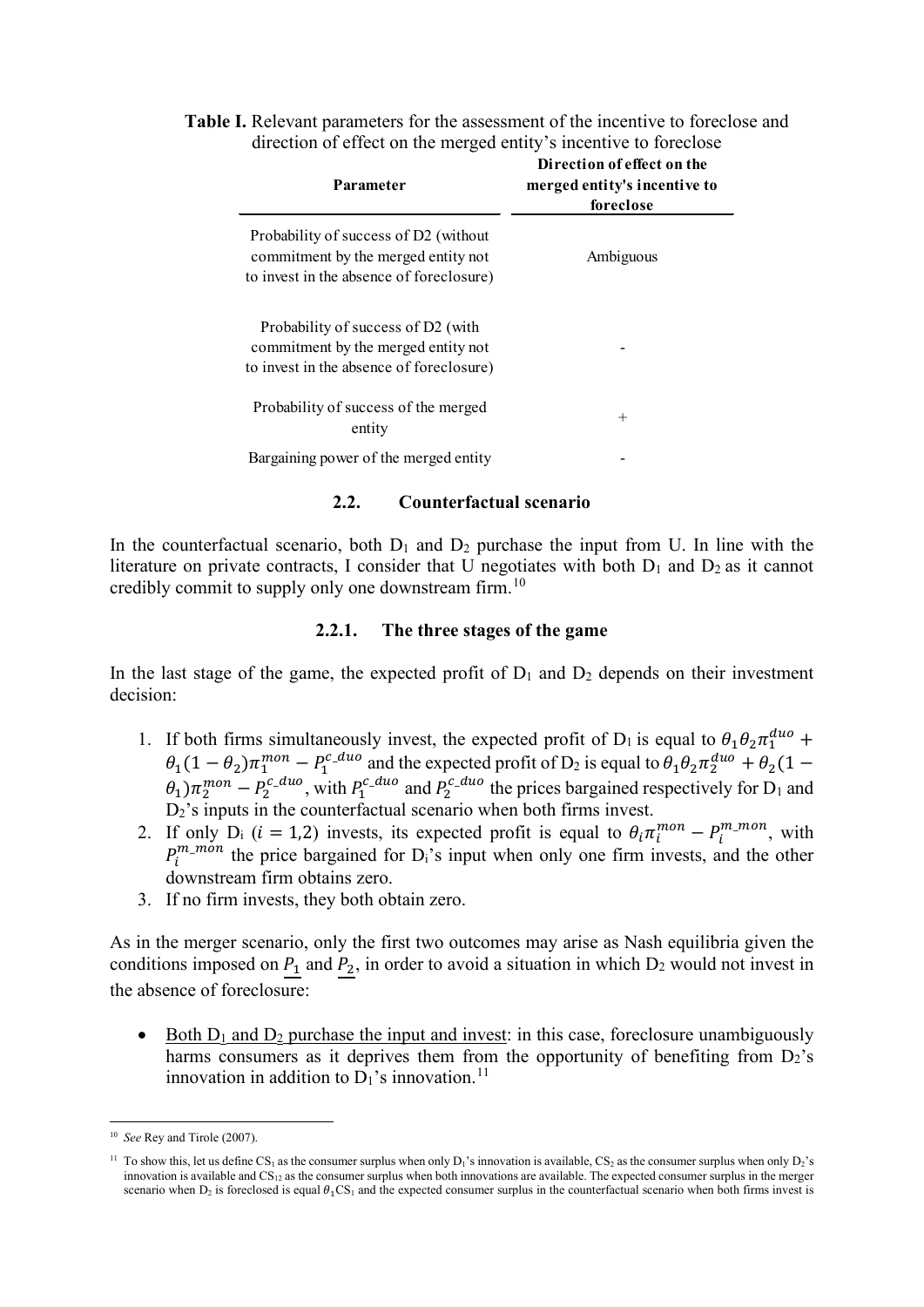**Table I.** Relevant parameters for the assessment of the incentive to foreclose and direction of effect on the merged entity's incentive to foreclose

| Parameter | Direction of effect on the merged entity's incentive to foreclose |
|---|---|
| Probability of success of D2 (without commitment by the merged entity not to invest in the absence of foreclosure) | Ambiguous |
| Probability of success of D2 (with commitment by the merged entity not to invest in the absence of foreclosure) | - |
| Probability of success of the merged entity | + |
| Bargaining power of the merged entity | - |

### 2.2. Counterfactual scenario

In the counterfactual scenario, both $D_1$ and $D_2$ purchase the input from U. In line with the literature on private contracts, I consider that U negotiates with both $D_1$ and $D_2$ as it cannot credibly commit to supply only one downstream firm.[10]

#### 2.2.1. The three stages of the game

In the last stage of the game, the expected profit of $D_1$ and $D_2$ depends on their investment decision:

1. If both firms simultaneously invest, the expected profit of $D_1$ is equal to $\theta_1\theta_2\pi_1^{duo} + \theta_1(1-\theta_2)\pi_1^{mon} - P_1^{c\_duo}$ and the expected profit of $D_2$ is equal to $\theta_1\theta_2\pi_2^{duo} + \theta_2(1-\theta_1)\pi_2^{mon} - P_2^{c\_duo}$, with $P_1^{c\_duo}$ and $P_2^{c\_duo}$ the prices bargained respectively for $D_1$ and $D_2$'s inputs in the counterfactual scenario when both firms invest.
2. If only $D_i$ ($i = 1,2$) invests, its expected profit is equal to $\theta_i\pi_i^{mon} - P_i^{m\_mon}$, with $P_i^{m\_mon}$ the price bargained for $D_i$'s input when only one firm invests, and the other downstream firm obtains zero.
3. If no firm invests, they both obtain zero.

As in the merger scenario, only the first two outcomes may arise as Nash equilibria given the conditions imposed on $\underline{P_1}$ and $\underline{P_2}$, in order to avoid a situation in which $D_2$ would not invest in the absence of foreclosure:

- Both $D_1$ and $D_2$ purchase the input and invest: in this case, foreclosure unambiguously harms consumers as it deprives them from the opportunity of benefiting from $D_2$'s innovation in addition to $D_1$'s innovation.[11]

---

[10] *See* Rey and Tirole (2007).

[11] To show this, let us define $CS_1$ as the consumer surplus when only $D_1$'s innovation is available, $CS_2$ as the consumer surplus when only $D_2$'s innovation is available and $CS_{12}$ as the consumer surplus when both innovations are available. The expected consumer surplus in the merger scenario when $D_2$ is foreclosed is equal $\theta_1 CS_1$ and the expected consumer surplus in the counterfactual scenario when both firms invest is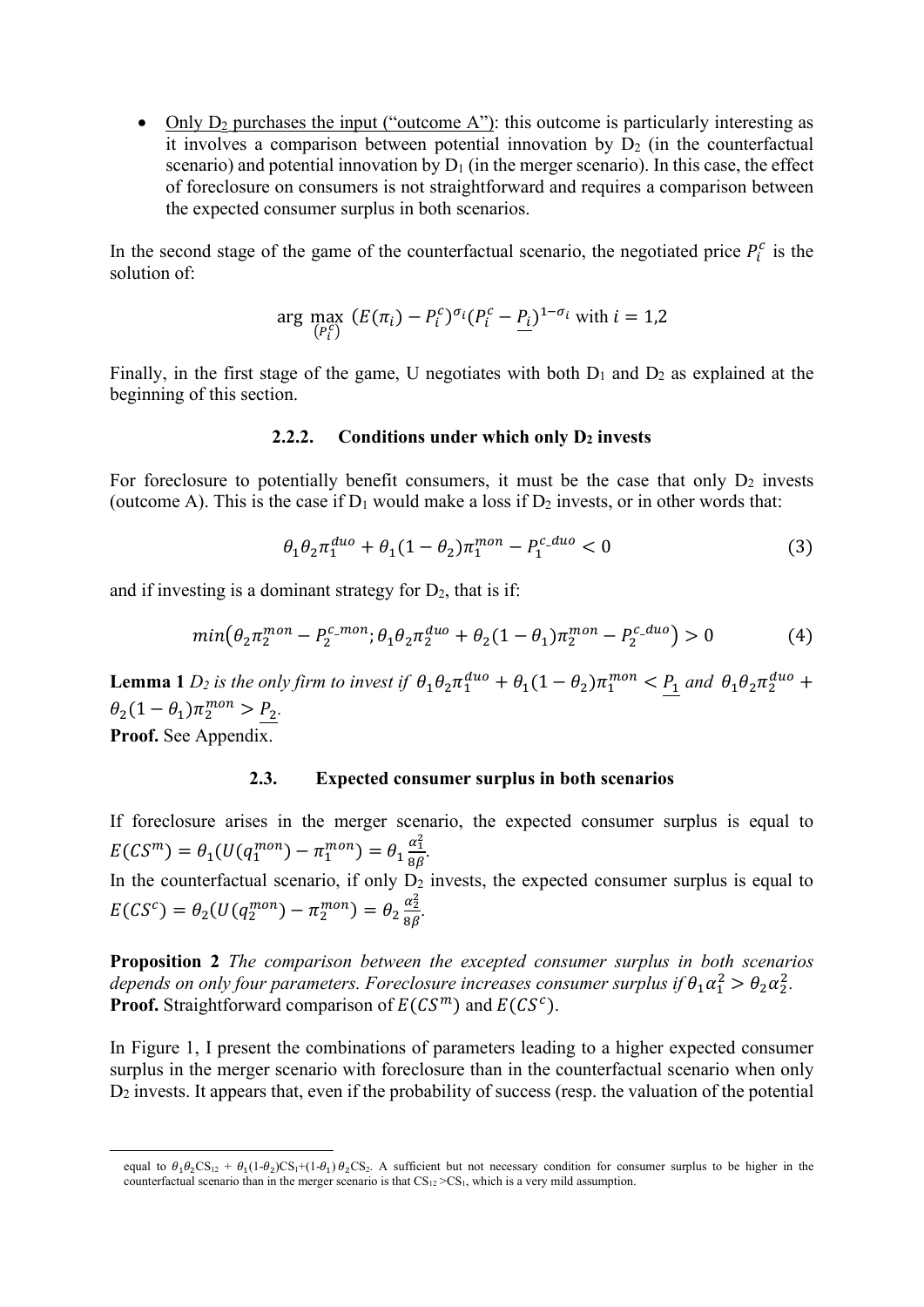- Only D$_2$ purchases the input ("outcome A"): this outcome is particularly interesting as it involves a comparison between potential innovation by D$_2$ (in the counterfactual scenario) and potential innovation by D$_1$ (in the merger scenario). In this case, the effect of foreclosure on consumers is not straightforward and requires a comparison between the expected consumer surplus in both scenarios.

In the second stage of the game of the counterfactual scenario, the negotiated price $P_i^c$ is the solution of:

$$\arg \max_{(P_i^c)} \left(E(\pi_i) - P_i^c\right)^{\sigma_i} \left(P_i^c - \underline{P_i}\right)^{1-\sigma_i} \text{ with } i = 1,2$$

Finally, in the first stage of the game, U negotiates with both D$_1$ and D$_2$ as explained at the beginning of this section.

### 2.2.2. Conditions under which only D$_2$ invests

For foreclosure to potentially benefit consumers, it must be the case that only D$_2$ invests (outcome A). This is the case if D$_1$ would make a loss if D$_2$ invests, or in other words that:

$$\theta_1\theta_2\pi_1^{duo} + \theta_1(1-\theta_2)\pi_1^{mon} - P_1^{c\_duo} < 0 \tag{3}$$

and if investing is a dominant strategy for D$_2$, that is if:

$$min\left(\theta_2\pi_2^{mon} - P_2^{c\_mon}; \theta_1\theta_2\pi_2^{duo} + \theta_2(1-\theta_1)\pi_2^{mon} - P_2^{c\_duo}\right) > 0 \tag{4}$$

**Lemma 1** *D$_2$ is the only firm to invest if* $\theta_1\theta_2\pi_1^{duo} + \theta_1(1-\theta_2)\pi_1^{mon} < \underline{P_1}$ *and* $\theta_1\theta_2\pi_2^{duo} + \theta_2(1-\theta_1)\pi_2^{mon} > \underline{P_2}$.

**Proof.** See Appendix.

## 2.3. Expected consumer surplus in both scenarios

If foreclosure arises in the merger scenario, the expected consumer surplus is equal to $E(CS^m) = \theta_1(U(q_1^{mon}) - \pi_1^{mon}) = \theta_1 \frac{\alpha_1^2}{8\beta}$.

In the counterfactual scenario, if only D$_2$ invests, the expected consumer surplus is equal to $E(CS^c) = \theta_2(U(q_2^{mon}) - \pi_2^{mon}) = \theta_2 \frac{\alpha_2^2}{8\beta}$.

**Proposition 2** *The comparison between the excepted consumer surplus in both scenarios depends on only four parameters. Foreclosure increases consumer surplus if* $\theta_1\alpha_1^2 > \theta_2\alpha_2^2$.

**Proof.** Straightforward comparison of $E(CS^m)$ and $E(CS^c)$.

In Figure 1, I present the combinations of parameters leading to a higher expected consumer surplus in the merger scenario with foreclosure than in the counterfactual scenario when only D$_2$ invests. It appears that, even if the probability of success (resp. the valuation of the potential

---

equal to $\theta_1\theta_2$CS$_{12}$ + $\theta_1$(1-$\theta_2$)CS$_1$+(1-$\theta_1$) $\theta_2$CS$_2$. A sufficient but not necessary condition for consumer surplus to be higher in the counterfactual scenario than in the merger scenario is that CS$_{12}$ >CS$_1$, which is a very mild assumption.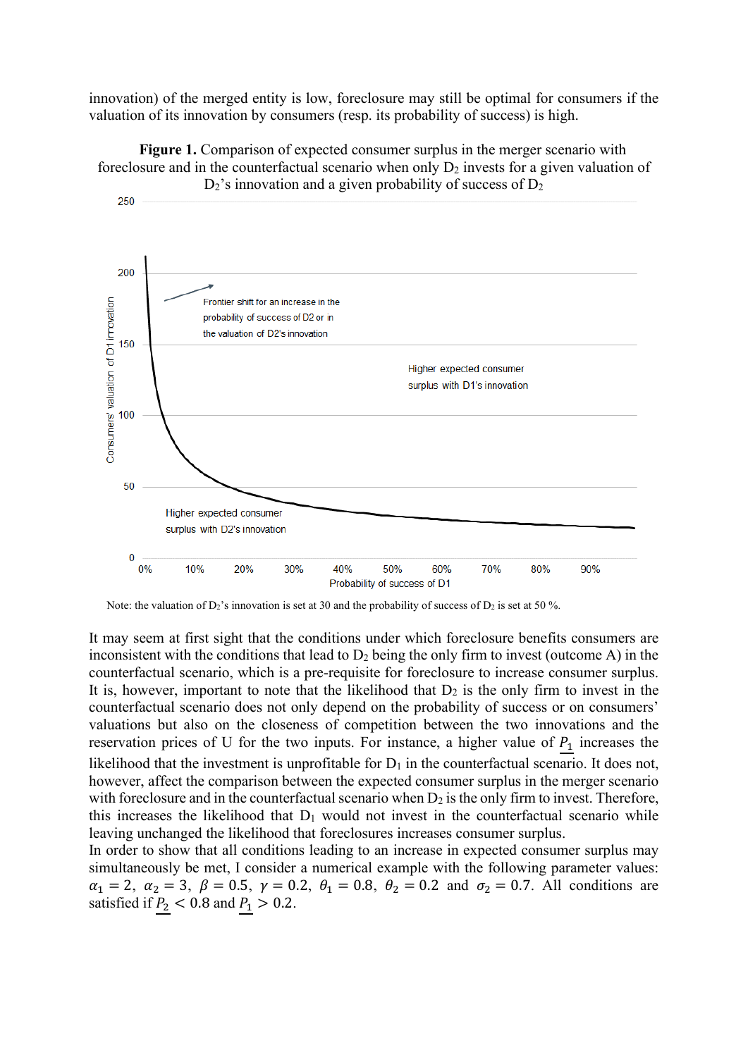innovation) of the merged entity is low, foreclosure may still be optimal for consumers if the valuation of its innovation by consumers (resp. its probability of success) is high.

**Figure 1.** Comparison of expected consumer surplus in the merger scenario with foreclosure and in the counterfactual scenario when only $D_2$ invests for a given valuation of $D_2$'s innovation and a given probability of success of $D_2$

Note: the valuation of $D_2$'s innovation is set at 30 and the probability of success of $D_2$ is set at 50 %.

It may seem at first sight that the conditions under which foreclosure benefits consumers are inconsistent with the conditions that lead to $D_2$ being the only firm to invest (outcome A) in the counterfactual scenario, which is a pre-requisite for foreclosure to increase consumer surplus. It is, however, important to note that the likelihood that $D_2$ is the only firm to invest in the counterfactual scenario does not only depend on the probability of success or on consumers' valuations but also on the closeness of competition between the two innovations and the reservation prices of U for the two inputs. For instance, a higher value of $\underline{P_1}$ increases the likelihood that the investment is unprofitable for $D_1$ in the counterfactual scenario. It does not, however, affect the comparison between the expected consumer surplus in the merger scenario with foreclosure and in the counterfactual scenario when $D_2$ is the only firm to invest. Therefore, this increases the likelihood that $D_1$ would not invest in the counterfactual scenario while leaving unchanged the likelihood that foreclosures increases consumer surplus.

In order to show that all conditions leading to an increase in expected consumer surplus may simultaneously be met, I consider a numerical example with the following parameter values: $\alpha_1 = 2$, $\alpha_2 = 3$, $\beta = 0.5$, $\gamma = 0.2$, $\theta_1 = 0.8$, $\theta_2 = 0.2$ and $\sigma_2 = 0.7$. All conditions are satisfied if $\underline{P_2} < 0.8$ and $\underline{P_1} > 0.2$.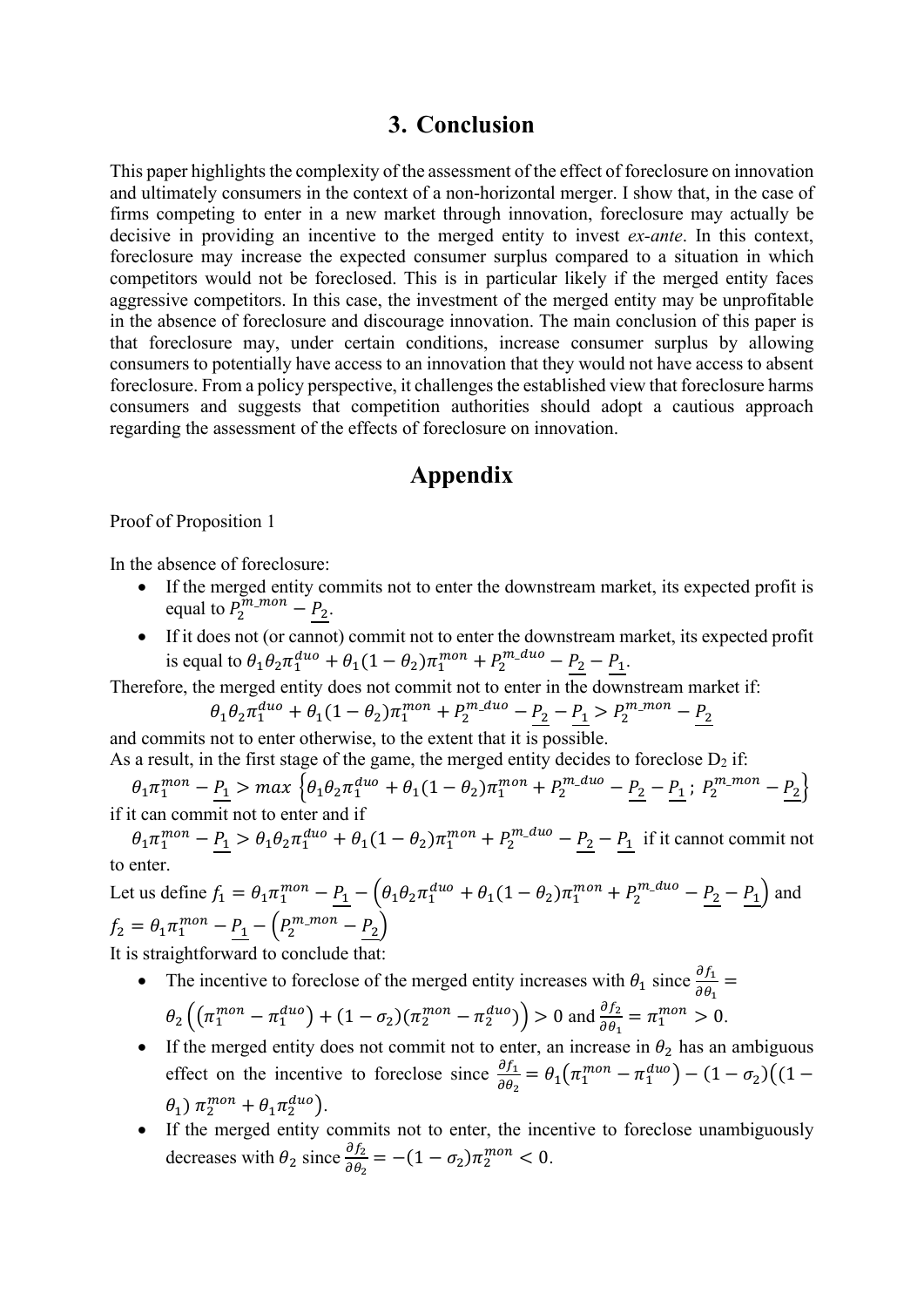## 3. Conclusion

This paper highlights the complexity of the assessment of the effect of foreclosure on innovation and ultimately consumers in the context of a non-horizontal merger. I show that, in the case of firms competing to enter in a new market through innovation, foreclosure may actually be decisive in providing an incentive to the merged entity to invest *ex-ante*. In this context, foreclosure may increase the expected consumer surplus compared to a situation in which competitors would not be foreclosed. This is in particular likely if the merged entity faces aggressive competitors. In this case, the investment of the merged entity may be unprofitable in the absence of foreclosure and discourage innovation. The main conclusion of this paper is that foreclosure may, under certain conditions, increase consumer surplus by allowing consumers to potentially have access to an innovation that they would not have access to absent foreclosure. From a policy perspective, it challenges the established view that foreclosure harms consumers and suggests that competition authorities should adopt a cautious approach regarding the assessment of the effects of foreclosure on innovation.

## Appendix

Proof of Proposition 1

In the absence of foreclosure:

- If the merged entity commits not to enter the downstream market, its expected profit is equal to $P_2^{m\_mon} - \underline{P_2}$.
- If it does not (or cannot) commit not to enter the downstream market, its expected profit is equal to $\theta_1\theta_2\pi_1^{duo} + \theta_1(1-\theta_2)\pi_1^{mon} + P_2^{m\_duo} - \underline{P_2} - \underline{P_1}$.

Therefore, the merged entity does not commit not to enter in the downstream market if:

$$\theta_1\theta_2\pi_1^{duo} + \theta_1(1-\theta_2)\pi_1^{mon} + P_2^{m\_duo} - \underline{P_2} - \underline{P_1} > P_2^{m\_mon} - \underline{P_2}$$

and commits not to enter otherwise, to the extent that it is possible.

As a result, in the first stage of the game, the merged entity decides to foreclose $D_2$ if:

$$\theta_1\pi_1^{mon} - \underline{P_1} > max\left\{\theta_1\theta_2\pi_1^{duo} + \theta_1(1-\theta_2)\pi_1^{mon} + P_2^{m\_duo} - \underline{P_2} - \underline{P_1}\,;\; P_2^{m\_mon} - \underline{P_2}\right\}$$

if it can commit not to enter and if

$\theta_1\pi_1^{mon} - \underline{P_1} > \theta_1\theta_2\pi_1^{duo} + \theta_1(1-\theta_2)\pi_1^{mon} + P_2^{m\_duo} - \underline{P_2} - \underline{P_1}$ if it cannot commit not to enter.

Let us define $f_1 = \theta_1\pi_1^{mon} - \underline{P_1} - \left(\theta_1\theta_2\pi_1^{duo} + \theta_1(1-\theta_2)\pi_1^{mon} + P_2^{m\_duo} - \underline{P_2} - \underline{P_1}\right)$ and $f_2 = \theta_1\pi_1^{mon} - \underline{P_1} - \left(P_2^{m\_mon} - \underline{P_2}\right)$

It is straightforward to conclude that:

- The incentive to foreclose of the merged entity increases with $\theta_1$ since $\frac{\partial f_1}{\partial \theta_1} = \theta_2\left(\left(\pi_1^{mon} - \pi_1^{duo}\right) + (1-\sigma_2)(\pi_2^{mon} - \pi_2^{duo})\right) > 0$ and $\frac{\partial f_2}{\partial \theta_1} = \pi_1^{mon} > 0$.
- If the merged entity does not commit not to enter, an increase in $\theta_2$ has an ambiguous effect on the incentive to foreclose since $\frac{\partial f_1}{\partial \theta_2} = \theta_1\left(\pi_1^{mon} - \pi_1^{duo}\right) - (1-\sigma_2)\left((1-\theta_1)\,\pi_2^{mon} + \theta_1\pi_2^{duo}\right)$.
- If the merged entity commits not to enter, the incentive to foreclose unambiguously decreases with $\theta_2$ since $\frac{\partial f_2}{\partial \theta_2} = -(1-\sigma_2)\pi_2^{mon} < 0$.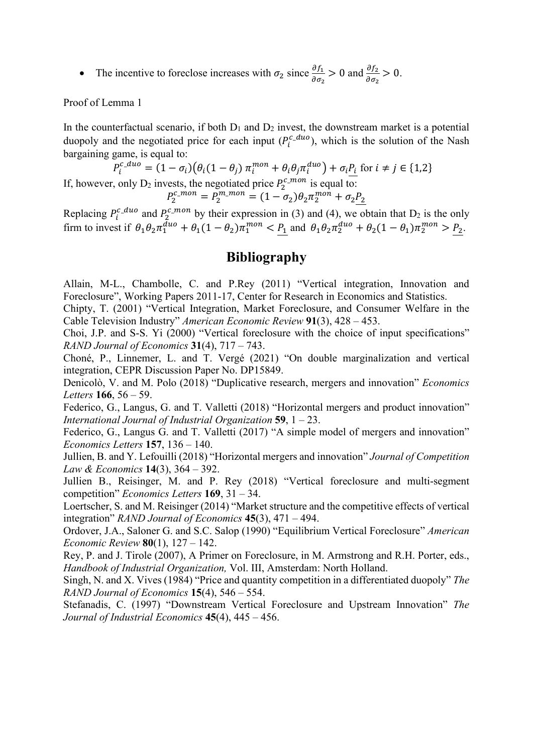- The incentive to foreclose increases with $\sigma_2$ since $\frac{\partial f_1}{\partial \sigma_2} > 0$ and $\frac{\partial f_2}{\partial \sigma_2} > 0$.

Proof of Lemma 1

In the counterfactual scenario, if both D$_1$ and D$_2$ invest, the downstream market is a potential duopoly and the negotiated price for each input ($P_i^{c\_duo}$), which is the solution of the Nash bargaining game, is equal to:

$$P_i^{c\_duo} = (1 - \sigma_i)\left(\theta_i(1 - \theta_j)\, \pi_i^{mon} + \theta_i \theta_j \pi_i^{duo}\right) + \sigma_i \underline{P_i} \text{ for } i \neq j \in \{1,2\}$$

If, however, only D$_2$ invests, the negotiated price $P_2^{c\_mon}$ is equal to:

$$P_2^{c\_mon} = P_2^{m\_mon} = (1 - \sigma_2)\theta_2 \pi_2^{mon} + \sigma_2 \underline{P_2}$$

Replacing $P_i^{c\_duo}$ and $P_2^{c\_mon}$ by their expression in (3) and (4), we obtain that D$_2$ is the only firm to invest if $\theta_1\theta_2\pi_1^{duo} + \theta_1(1 - \theta_2)\pi_1^{mon} < \underline{P_1}$ and $\theta_1\theta_2\pi_2^{duo} + \theta_2(1 - \theta_1)\pi_2^{mon} > \underline{P_2}$.

# Bibliography

Allain, M-L., Chambolle, C. and P.Rey (2011) "Vertical integration, Innovation and Foreclosure", Working Papers 2011-17, Center for Research in Economics and Statistics.

Chipty, T. (2001) "Vertical Integration, Market Foreclosure, and Consumer Welfare in the Cable Television Industry" *American Economic Review* **91**(3), 428 – 453.

Choi, J.P. and S-S. Yi (2000) "Vertical foreclosure with the choice of input specifications" *RAND Journal of Economics* **31**(4), 717 – 743.

Choné, P., Linnemer, L. and T. Vergé (2021) "On double marginalization and vertical integration, CEPR Discussion Paper No. DP15849.

Denicolò, V. and M. Polo (2018) "Duplicative research, mergers and innovation" *Economics Letters* **166**, 56 – 59.

Federico, G., Langus, G. and T. Valletti (2018) "Horizontal mergers and product innovation" *International Journal of Industrial Organization* **59**, 1 – 23.

Federico, G., Langus G. and T. Valletti (2017) "A simple model of mergers and innovation" *Economics Letters* **157**, 136 – 140.

Jullien, B. and Y. Lefouilli (2018) "Horizontal mergers and innovation" *Journal of Competition Law & Economics* **14**(3), 364 – 392.

Jullien B., Reisinger, M. and P. Rey (2018) "Vertical foreclosure and multi-segment competition" *Economics Letters* **169**, 31 – 34.

Loertscher, S. and M. Reisinger (2014) "Market structure and the competitive effects of vertical integration" *RAND Journal of Economics* **45**(3), 471 – 494.

Ordover, J.A., Saloner G. and S.C. Salop (1990) "Equilibrium Vertical Foreclosure" *American Economic Review* **80**(1), 127 – 142.

Rey, P. and J. Tirole (2007), A Primer on Foreclosure, in M. Armstrong and R.H. Porter, eds., *Handbook of Industrial Organization,* Vol. III, Amsterdam: North Holland.

Singh, N. and X. Vives (1984) "Price and quantity competition in a differentiated duopoly" *The RAND Journal of Economics* **15**(4), 546 – 554.

Stefanadis, C. (1997) "Downstream Vertical Foreclosure and Upstream Innovation" *The Journal of Industrial Economics* **45**(4), 445 – 456.